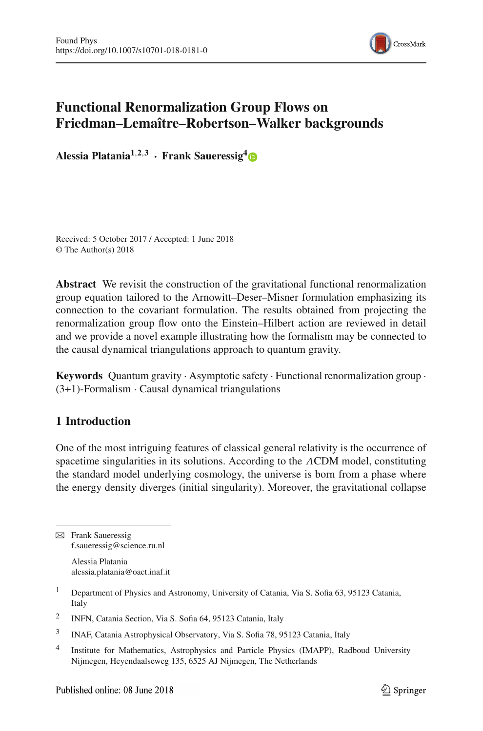# Functional Renormalization Group Flows on Friedman–Lemaître–Robertson–Walker backgrounds

**Alessia Platania**[1,2,3] · **Frank Saueressig**[4]

Received: 5 October 2017 / Accepted: 1 June 2018
© The Author(s) 2018

**Abstract** We revisit the construction of the gravitational functional renormalization group equation tailored to the Arnowitt–Deser–Misner formulation emphasizing its connection to the covariant formulation. The results obtained from projecting the renormalization group flow onto the Einstein–Hilbert action are reviewed in detail and we provide a novel example illustrating how the formalism may be connected to the causal dynamical triangulations approach to quantum gravity.

**Keywords** Quantum gravity · Asymptotic safety · Functional renormalization group · (3+1)-Formalism · Causal dynamical triangulations

## 1 Introduction

One of the most intriguing features of classical general relativity is the occurrence of spacetime singularities in its solutions. According to the $\Lambda$CDM model, constituting the standard model underlying cosmology, the universe is born from a phase where the energy density diverges (initial singularity). Moreover, the gravitational collapse

---

✉ Frank Saueressig
f.saueressig@science.ru.nl

Alessia Platania
alessia.platania@oact.inaf.it

[1] Department of Physics and Astronomy, University of Catania, Via S. Sofia 63, 95123 Catania, Italy

[2] INFN, Catania Section, Via S. Sofia 64, 95123 Catania, Italy

[3] INAF, Catania Astrophysical Observatory, Via S. Sofia 78, 95123 Catania, Italy

[4] Institute for Mathematics, Astrophysics and Particle Physics (IMAPP), Radboud University Nijmegen, Heyendaalseweg 135, 6525 AJ Nijmegen, The Netherlands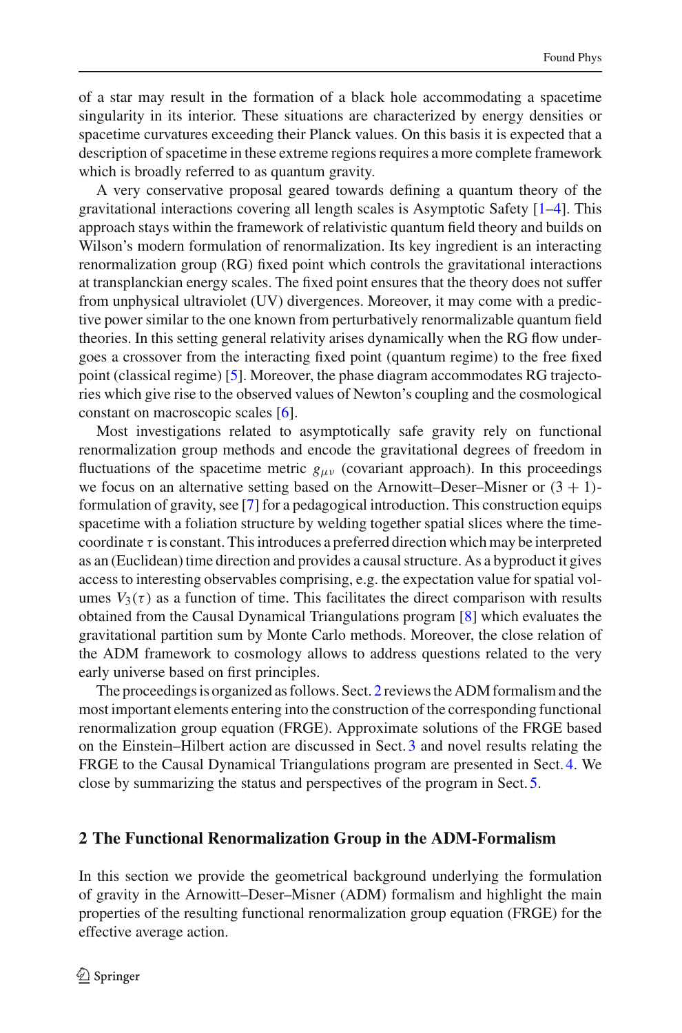of a star may result in the formation of a black hole accommodating a spacetime singularity in its interior. These situations are characterized by energy densities or spacetime curvatures exceeding their Planck values. On this basis it is expected that a description of spacetime in these extreme regions requires a more complete framework which is broadly referred to as quantum gravity.

A very conservative proposal geared towards defining a quantum theory of the gravitational interactions covering all length scales is Asymptotic Safety [1–4]. This approach stays within the framework of relativistic quantum field theory and builds on Wilson's modern formulation of renormalization. Its key ingredient is an interacting renormalization group (RG) fixed point which controls the gravitational interactions at transplanckian energy scales. The fixed point ensures that the theory does not suffer from unphysical ultraviolet (UV) divergences. Moreover, it may come with a predictive power similar to the one known from perturbatively renormalizable quantum field theories. In this setting general relativity arises dynamically when the RG flow undergoes a crossover from the interacting fixed point (quantum regime) to the free fixed point (classical regime) [5]. Moreover, the phase diagram accommodates RG trajectories which give rise to the observed values of Newton's coupling and the cosmological constant on macroscopic scales [6].

Most investigations related to asymptotically safe gravity rely on functional renormalization group methods and encode the gravitational degrees of freedom in fluctuations of the spacetime metric $g_{\mu\nu}$ (covariant approach). In this proceedings we focus on an alternative setting based on the Arnowitt–Deser–Misner or $(3+1)$-formulation of gravity, see [7] for a pedagogical introduction. This construction equips spacetime with a foliation structure by welding together spatial slices where the time-coordinate $\tau$ is constant. This introduces a preferred direction which may be interpreted as an (Euclidean) time direction and provides a causal structure. As a byproduct it gives access to interesting observables comprising, e.g. the expectation value for spatial volumes $V_3(\tau)$ as a function of time. This facilitates the direct comparison with results obtained from the Causal Dynamical Triangulations program [8] which evaluates the gravitational partition sum by Monte Carlo methods. Moreover, the close relation of the ADM framework to cosmology allows to address questions related to the very early universe based on first principles.

The proceedings is organized as follows. Sect. 2 reviews the ADM formalism and the most important elements entering into the construction of the corresponding functional renormalization group equation (FRGE). Approximate solutions of the FRGE based on the Einstein–Hilbert action are discussed in Sect. 3 and novel results relating the FRGE to the Causal Dynamical Triangulations program are presented in Sect. 4. We close by summarizing the status and perspectives of the program in Sect. 5.

## 2 The Functional Renormalization Group in the ADM-Formalism

In this section we provide the geometrical background underlying the formulation of gravity in the Arnowitt–Deser–Misner (ADM) formalism and highlight the main properties of the resulting functional renormalization group equation (FRGE) for the effective average action.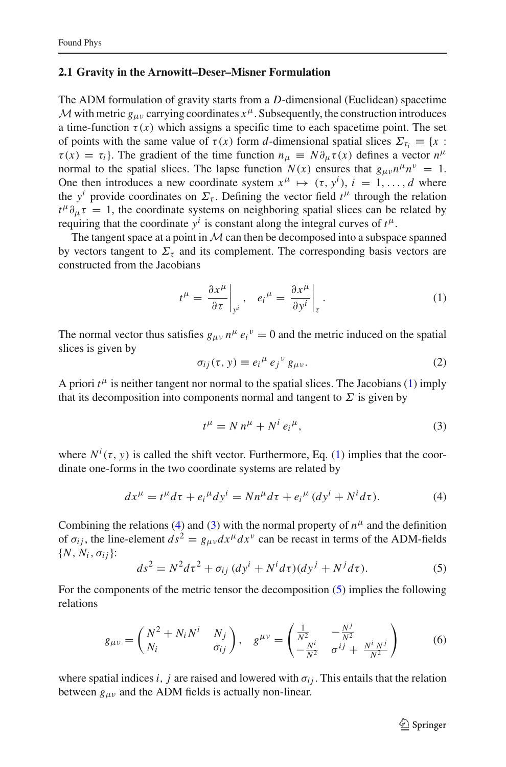### 2.1 Gravity in the Arnowitt–Deser–Misner Formulation

The ADM formulation of gravity starts from a $D$-dimensional (Euclidean) spacetime $\mathcal{M}$ with metric $g_{\mu\nu}$ carrying coordinates $x^\mu$. Subsequently, the construction introduces a time-function $\tau(x)$ which assigns a specific time to each spacetime point. The set of points with the same value of $\tau(x)$ form $d$-dimensional spatial slices $\Sigma_{\tau_i} \equiv \{x : \tau(x) = \tau_i\}$. The gradient of the time function $n_\mu \equiv N\partial_\mu \tau(x)$ defines a vector $n^\mu$ normal to the spatial slices. The lapse function $N(x)$ ensures that $g_{\mu\nu}n^\mu n^\nu = 1$. One then introduces a new coordinate system $x^\mu \mapsto (\tau, y^i)$, $i = 1, \ldots, d$ where the $y^i$ provide coordinates on $\Sigma_\tau$. Defining the vector field $t^\mu$ through the relation $t^\mu \partial_\mu \tau = 1$, the coordinate systems on neighboring spatial slices can be related by requiring that the coordinate $y^i$ is constant along the integral curves of $t^\mu$.

The tangent space at a point in $\mathcal{M}$ can then be decomposed into a subspace spanned by vectors tangent to $\Sigma_\tau$ and its complement. The corresponding basis vectors are constructed from the Jacobians

$$t^\mu = \left.\frac{\partial x^\mu}{\partial \tau}\right|_{y^i}, \quad e_i{}^\mu = \left.\frac{\partial x^\mu}{\partial y^i}\right|_{\tau}. \tag{1}$$

The normal vector thus satisfies $g_{\mu\nu}\, n^\mu\, e_i{}^\nu = 0$ and the metric induced on the spatial slices is given by

$$\sigma_{ij}(\tau, y) \equiv e_i{}^\mu\, e_j{}^\nu\, g_{\mu\nu}. \tag{2}$$

A priori $t^\mu$ is neither tangent nor normal to the spatial slices. The Jacobians (1) imply that its decomposition into components normal and tangent to $\Sigma$ is given by

$$t^\mu = N\, n^\mu + N^i\, e_i{}^\mu, \tag{3}$$

where $N^i(\tau, y)$ is called the shift vector. Furthermore, Eq. (1) implies that the coordinate one-forms in the two coordinate systems are related by

$$dx^\mu = t^\mu d\tau + e_i{}^\mu dy^i = N n^\mu d\tau + e_i{}^\mu\,(dy^i + N^i d\tau). \tag{4}$$

Combining the relations (4) and (3) with the normal property of $n^\mu$ and the definition of $\sigma_{ij}$, the line-element $ds^2 = g_{\mu\nu}dx^\mu dx^\nu$ can be recast in terms of the ADM-fields $\{N, N_i, \sigma_{ij}\}$:

$$ds^2 = N^2 d\tau^2 + \sigma_{ij}\,(dy^i + N^i d\tau)(dy^j + N^j d\tau). \tag{5}$$

For the components of the metric tensor the decomposition (5) implies the following relations

$$g_{\mu\nu} = \begin{pmatrix} N^2 + N_i N^i & N_j \\ N_i & \sigma_{ij} \end{pmatrix}, \quad g^{\mu\nu} = \begin{pmatrix} \frac{1}{N^2} & -\frac{N^j}{N^2} \\ -\frac{N^i}{N^2} & \sigma^{ij} + \frac{N^i N^j}{N^2} \end{pmatrix} \tag{6}$$

where spatial indices $i, j$ are raised and lowered with $\sigma_{ij}$. This entails that the relation between $g_{\mu\nu}$ and the ADM fields is actually non-linear.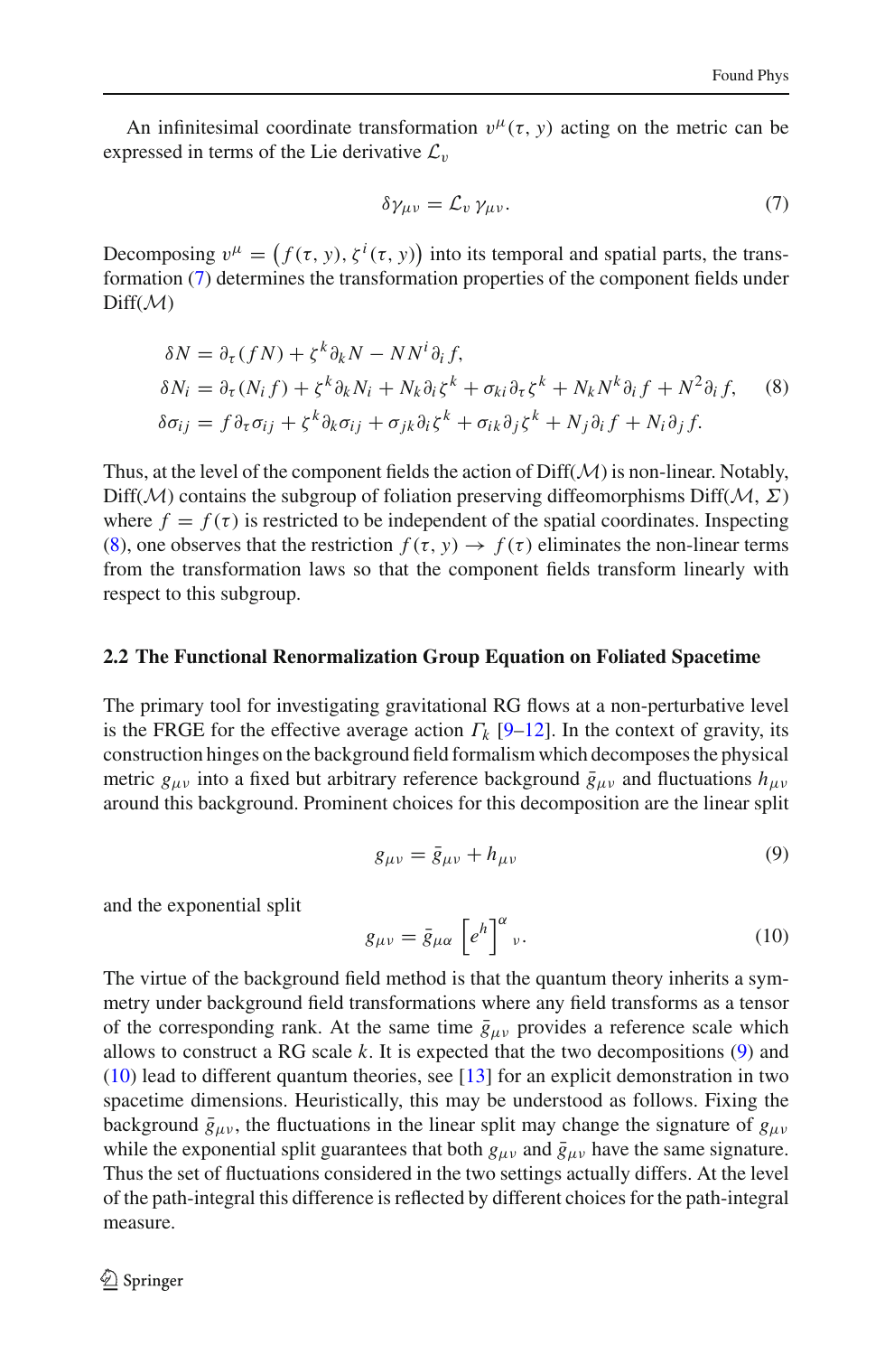An infinitesimal coordinate transformation $v^\mu(\tau, y)$ acting on the metric can be expressed in terms of the Lie derivative $\mathcal{L}_v$

$$\delta\gamma_{\mu\nu} = \mathcal{L}_v \, \gamma_{\mu\nu}. \tag{7}$$

Decomposing $v^\mu = \big(f(\tau, y), \zeta^i(\tau, y)\big)$ into its temporal and spatial parts, the transformation (7) determines the transformation properties of the component fields under Diff($\mathcal{M}$)

$$\begin{aligned}
\delta N &= \partial_\tau(fN) + \zeta^k \partial_k N - N N^i \partial_i f, \\
\delta N_i &= \partial_\tau(N_i f) + \zeta^k \partial_k N_i + N_k \partial_i \zeta^k + \sigma_{ki} \partial_\tau \zeta^k + N_k N^k \partial_i f + N^2 \partial_i f, \\
\delta \sigma_{ij} &= f \partial_\tau \sigma_{ij} + \zeta^k \partial_k \sigma_{ij} + \sigma_{jk} \partial_i \zeta^k + \sigma_{ik} \partial_j \zeta^k + N_j \partial_i f + N_i \partial_j f.
\end{aligned} \tag{8}$$

Thus, at the level of the component fields the action of Diff($\mathcal{M}$) is non-linear. Notably, Diff($\mathcal{M}$) contains the subgroup of foliation preserving diffeomorphisms Diff($\mathcal{M}, \Sigma$) where $f = f(\tau)$ is restricted to be independent of the spatial coordinates. Inspecting (8), one observes that the restriction $f(\tau, y) \to f(\tau)$ eliminates the non-linear terms from the transformation laws so that the component fields transform linearly with respect to this subgroup.

### 2.2 The Functional Renormalization Group Equation on Foliated Spacetime

The primary tool for investigating gravitational RG flows at a non-perturbative level is the FRGE for the effective average action $\Gamma_k$ [9–12]. In the context of gravity, its construction hinges on the background field formalism which decomposes the physical metric $g_{\mu\nu}$ into a fixed but arbitrary reference background $\bar{g}_{\mu\nu}$ and fluctuations $h_{\mu\nu}$ around this background. Prominent choices for this decomposition are the linear split

$$g_{\mu\nu} = \bar{g}_{\mu\nu} + h_{\mu\nu} \tag{9}$$

and the exponential split

$$g_{\mu\nu} = \bar{g}_{\mu\alpha} \left[ e^h \right]^\alpha{}_\nu. \tag{10}$$

The virtue of the background field method is that the quantum theory inherits a symmetry under background field transformations where any field transforms as a tensor of the corresponding rank. At the same time $\bar{g}_{\mu\nu}$ provides a reference scale which allows to construct a RG scale $k$. It is expected that the two decompositions (9) and (10) lead to different quantum theories, see [13] for an explicit demonstration in two spacetime dimensions. Heuristically, this may be understood as follows. Fixing the background $\bar{g}_{\mu\nu}$, the fluctuations in the linear split may change the signature of $g_{\mu\nu}$ while the exponential split guarantees that both $g_{\mu\nu}$ and $\bar{g}_{\mu\nu}$ have the same signature. Thus the set of fluctuations considered in the two settings actually differs. At the level of the path-integral this difference is reflected by different choices for the path-integral measure.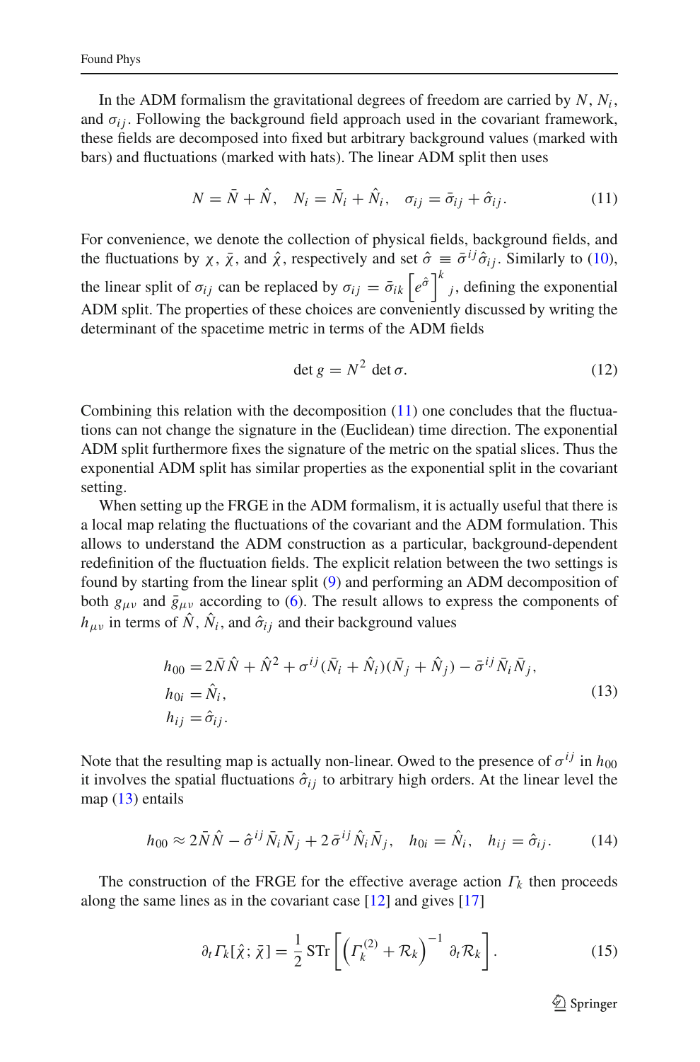In the ADM formalism the gravitational degrees of freedom are carried by $N$, $N_i$, and $\sigma_{ij}$. Following the background field approach used in the covariant framework, these fields are decomposed into fixed but arbitrary background values (marked with bars) and fluctuations (marked with hats). The linear ADM split then uses

$$N = \bar{N} + \hat{N}, \quad N_i = \bar{N}_i + \hat{N}_i, \quad \sigma_{ij} = \bar{\sigma}_{ij} + \hat{\sigma}_{ij}. \tag{11}$$

For convenience, we denote the collection of physical fields, background fields, and the fluctuations by $\chi$, $\bar{\chi}$, and $\hat{\chi}$, respectively and set $\hat{\sigma} \equiv \bar{\sigma}^{ij}\hat{\sigma}_{ij}$. Similarly to (10), the linear split of $\sigma_{ij}$ can be replaced by $\sigma_{ij} = \bar{\sigma}_{ik}\left[e^{\hat{\sigma}}\right]^k{}_j$, defining the exponential ADM split. The properties of these choices are conveniently discussed by writing the determinant of the spacetime metric in terms of the ADM fields

$$\det g = N^2 \det \sigma. \tag{12}$$

Combining this relation with the decomposition (11) one concludes that the fluctuations can not change the signature in the (Euclidean) time direction. The exponential ADM split furthermore fixes the signature of the metric on the spatial slices. Thus the exponential ADM split has similar properties as the exponential split in the covariant setting.

When setting up the FRGE in the ADM formalism, it is actually useful that there is a local map relating the fluctuations of the covariant and the ADM formulation. This allows to understand the ADM construction as a particular, background-dependent redefinition of the fluctuation fields. The explicit relation between the two settings is found by starting from the linear split (9) and performing an ADM decomposition of both $g_{\mu\nu}$ and $\bar{g}_{\mu\nu}$ according to (6). The result allows to express the components of $h_{\mu\nu}$ in terms of $\hat{N}$, $\hat{N}_i$, and $\hat{\sigma}_{ij}$ and their background values

$$\begin{aligned}
h_{00} &= 2\bar{N}\hat{N} + \hat{N}^2 + \sigma^{ij}(\bar{N}_i + \hat{N}_i)(\bar{N}_j + \hat{N}_j) - \bar{\sigma}^{ij}\bar{N}_i\bar{N}_j, \\
h_{0i} &= \hat{N}_i, \\
h_{ij} &= \hat{\sigma}_{ij}.
\end{aligned} \tag{13}$$

Note that the resulting map is actually non-linear. Owed to the presence of $\sigma^{ij}$ in $h_{00}$ it involves the spatial fluctuations $\hat{\sigma}_{ij}$ to arbitrary high orders. At the linear level the map (13) entails

$$h_{00} \approx 2\bar{N}\hat{N} - \hat{\sigma}^{ij}\bar{N}_i\bar{N}_j + 2\,\bar{\sigma}^{ij}\hat{N}_i\bar{N}_j, \quad h_{0i} = \hat{N}_i, \quad h_{ij} = \hat{\sigma}_{ij}. \tag{14}$$

The construction of the FRGE for the effective average action $\Gamma_k$ then proceeds along the same lines as in the covariant case [12] and gives [17]

$$\partial_t \Gamma_k[\hat{\chi}; \bar{\chi}] = \frac{1}{2}\,\mathrm{STr}\left[\left(\Gamma_k^{(2)} + \mathcal{R}_k\right)^{-1} \partial_t \mathcal{R}_k\right]. \tag{15}$$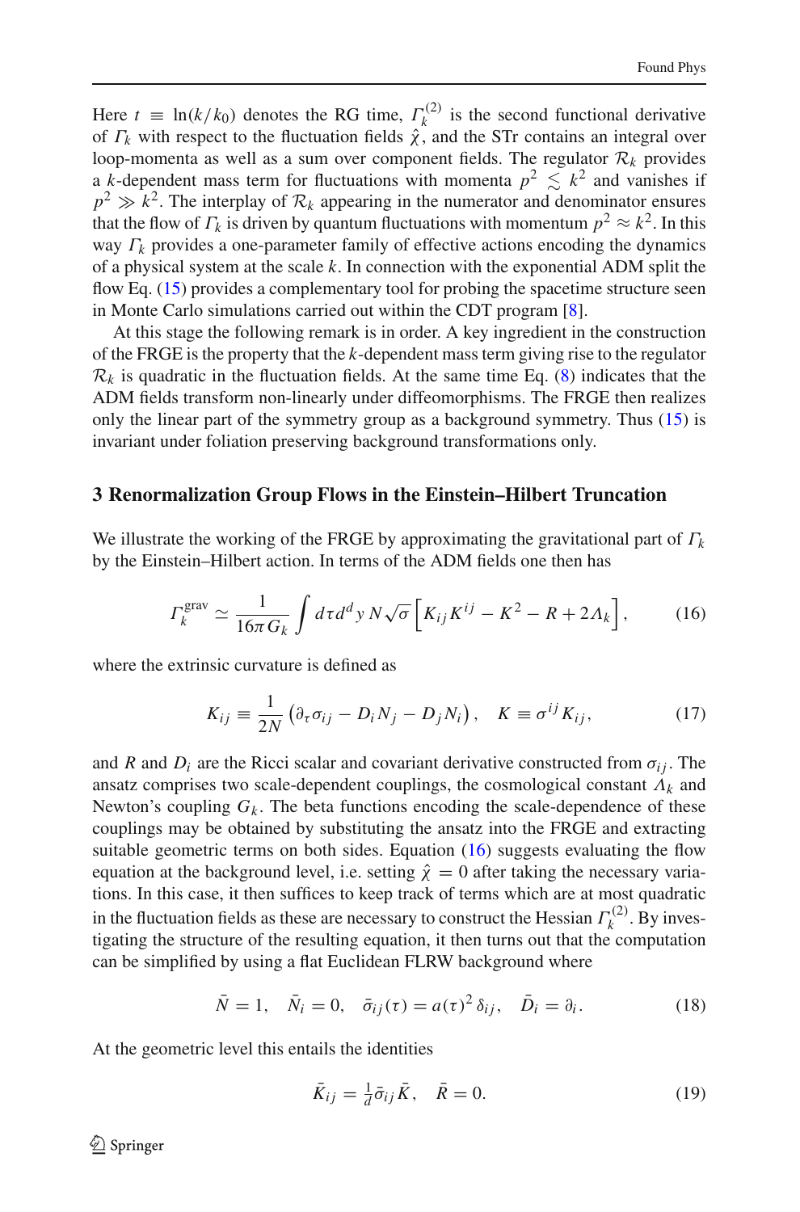Here $t \equiv \ln(k/k_0)$ denotes the RG time, $\Gamma_k^{(2)}$ is the second functional derivative of $\Gamma_k$ with respect to the fluctuation fields $\hat{\chi}$, and the STr contains an integral over loop-momenta as well as a sum over component fields. The regulator $\mathcal{R}_k$ provides a $k$-dependent mass term for fluctuations with momenta $p^2 \lesssim k^2$ and vanishes if $p^2 \gg k^2$. The interplay of $\mathcal{R}_k$ appearing in the numerator and denominator ensures that the flow of $\Gamma_k$ is driven by quantum fluctuations with momentum $p^2 \approx k^2$. In this way $\Gamma_k$ provides a one-parameter family of effective actions encoding the dynamics of a physical system at the scale $k$. In connection with the exponential ADM split the flow Eq. (15) provides a complementary tool for probing the spacetime structure seen in Monte Carlo simulations carried out within the CDT program [8].

At this stage the following remark is in order. A key ingredient in the construction of the FRGE is the property that the $k$-dependent mass term giving rise to the regulator $\mathcal{R}_k$ is quadratic in the fluctuation fields. At the same time Eq. (8) indicates that the ADM fields transform non-linearly under diffeomorphisms. The FRGE then realizes only the linear part of the symmetry group as a background symmetry. Thus (15) is invariant under foliation preserving background transformations only.

## 3 Renormalization Group Flows in the Einstein–Hilbert Truncation

We illustrate the working of the FRGE by approximating the gravitational part of $\Gamma_k$ by the Einstein–Hilbert action. In terms of the ADM fields one then has

$$\Gamma_k^{\text{grav}} \simeq \frac{1}{16\pi G_k} \int d\tau d^d y \, N \sqrt{\sigma} \left[ K_{ij} K^{ij} - K^2 - R + 2\Lambda_k \right], \tag{16}$$

where the extrinsic curvature is defined as

$$K_{ij} \equiv \frac{1}{2N} \left( \partial_\tau \sigma_{ij} - D_i N_j - D_j N_i \right), \quad K \equiv \sigma^{ij} K_{ij}, \tag{17}$$

and $R$ and $D_i$ are the Ricci scalar and covariant derivative constructed from $\sigma_{ij}$. The ansatz comprises two scale-dependent couplings, the cosmological constant $\Lambda_k$ and Newton's coupling $G_k$. The beta functions encoding the scale-dependence of these couplings may be obtained by substituting the ansatz into the FRGE and extracting suitable geometric terms on both sides. Equation (16) suggests evaluating the flow equation at the background level, i.e. setting $\hat{\chi} = 0$ after taking the necessary variations. In this case, it then suffices to keep track of terms which are at most quadratic in the fluctuation fields as these are necessary to construct the Hessian $\Gamma_k^{(2)}$. By investigating the structure of the resulting equation, it then turns out that the computation can be simplified by using a flat Euclidean FLRW background where

$$\bar{N} = 1, \quad \bar{N}_i = 0, \quad \bar{\sigma}_{ij}(\tau) = a(\tau)^2 \, \delta_{ij}, \quad \bar{D}_i = \partial_i. \tag{18}$$

At the geometric level this entails the identities

$$\bar{K}_{ij} = \tfrac{1}{d} \bar{\sigma}_{ij} \bar{K}, \quad \bar{R} = 0. \tag{19}$$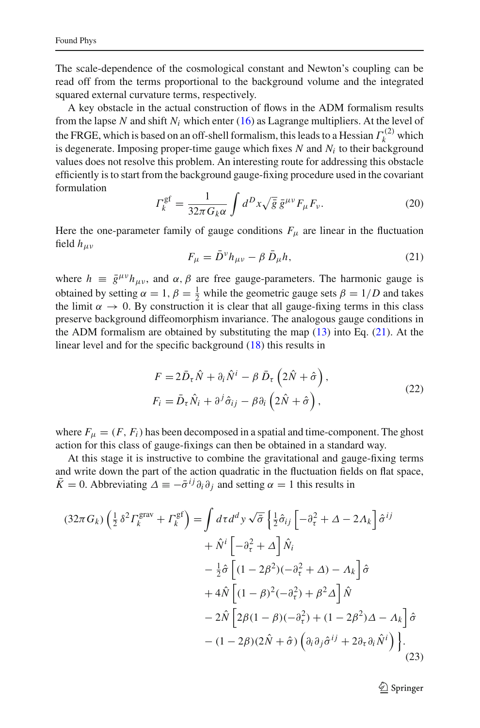The scale-dependence of the cosmological constant and Newton's coupling can be read off from the terms proportional to the background volume and the integrated squared external curvature terms, respectively.

A key obstacle in the actual construction of flows in the ADM formalism results from the lapse $N$ and shift $N_i$ which enter (16) as Lagrange multipliers. At the level of the FRGE, which is based on an off-shell formalism, this leads to a Hessian $\Gamma_k^{(2)}$ which is degenerate. Imposing proper-time gauge which fixes $N$ and $N_i$ to their background values does not resolve this problem. An interesting route for addressing this obstacle efficiently is to start from the background gauge-fixing procedure used in the covariant formulation

$$\Gamma_k^{\text{gf}} = \frac{1}{32\pi G_k \alpha} \int d^D x \sqrt{\bar{g}}\, \bar{g}^{\mu\nu} F_\mu F_\nu. \tag{20}$$

Here the one-parameter family of gauge conditions $F_\mu$ are linear in the fluctuation field $h_{\mu\nu}$

$$F_\mu = \bar{D}^\nu h_{\mu\nu} - \beta\, \bar{D}_\mu h, \tag{21}$$

where $h \equiv \bar{g}^{\mu\nu} h_{\mu\nu}$, and $\alpha, \beta$ are free gauge-parameters. The harmonic gauge is obtained by setting $\alpha = 1$, $\beta = \frac{1}{2}$ while the geometric gauge sets $\beta = 1/D$ and takes the limit $\alpha \to 0$. By construction it is clear that all gauge-fixing terms in this class preserve background diffeomorphism invariance. The analogous gauge conditions in the ADM formalism are obtained by substituting the map (13) into Eq. (21). At the linear level and for the specific background (18) this results in

$$\begin{aligned}
F &= 2\bar{D}_\tau \hat{N} + \partial_i \hat{N}^i - \beta\, \bar{D}_\tau \left(2\hat{N} + \hat{\sigma}\right), \\
F_i &= \bar{D}_\tau \hat{N}_i + \partial^j \hat{\sigma}_{ij} - \beta \partial_i \left(2\hat{N} + \hat{\sigma}\right),
\end{aligned} \tag{22}$$

where $F_\mu = (F, F_i)$ has been decomposed in a spatial and time-component. The ghost action for this class of gauge-fixings can then be obtained in a standard way.

At this stage it is instructive to combine the gravitational and gauge-fixing terms and write down the part of the action quadratic in the fluctuation fields on flat space, $\bar{K} = 0$. Abbreviating $\Delta \equiv -\bar{\sigma}^{ij}\partial_i\partial_j$ and setting $\alpha = 1$ this results in

$$\begin{aligned}
(32\pi G_k)\left(\tfrac{1}{2}\delta^2 \Gamma_k^{\text{grav}} + \Gamma_k^{\text{gf}}\right) = \int d\tau d^d y \sqrt{\bar{\sigma}} \Big\{ & \tfrac{1}{2}\hat{\sigma}_{ij}\left[-\partial_\tau^2 + \Delta - 2\Lambda_k\right]\hat{\sigma}^{ij} \\
& + \hat{N}^i \left[-\partial_\tau^2 + \Delta\right]\hat{N}_i \\
& - \tfrac{1}{2}\hat{\sigma}\left[(1-2\beta^2)(-\partial_\tau^2 + \Delta) - \Lambda_k\right]\hat{\sigma} \\
& + 4\hat{N}\left[(1-\beta)^2(-\partial_\tau^2) + \beta^2\Delta\right]\hat{N} \\
& - 2\hat{N}\left[2\beta(1-\beta)(-\partial_\tau^2) + (1-2\beta^2)\Delta - \Lambda_k\right]\hat{\sigma} \\
& - (1-2\beta)(2\hat{N} + \hat{\sigma})\left(\partial_i\partial_j\hat{\sigma}^{ij} + 2\partial_\tau\partial_i\hat{N}^i\right)\Big\}.
\end{aligned} \tag{23}$$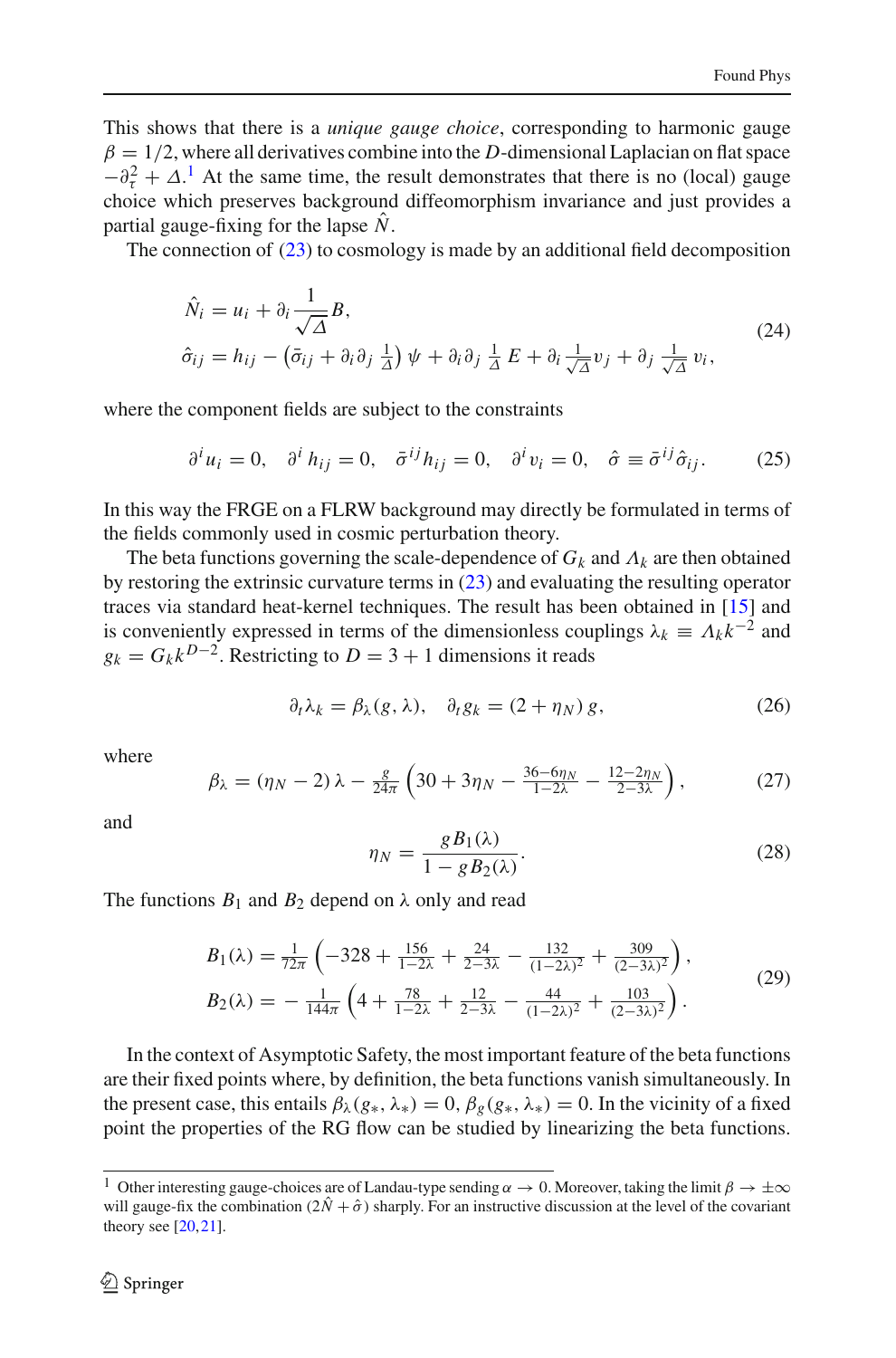This shows that there is a *unique gauge choice*, corresponding to harmonic gauge $\beta = 1/2$, where all derivatives combine into the $D$-dimensional Laplacian on flat space $-\partial_\tau^2 + \Delta$.[1] At the same time, the result demonstrates that there is no (local) gauge choice which preserves background diffeomorphism invariance and just provides a partial gauge-fixing for the lapse $\hat{N}$.

The connection of (23) to cosmology is made by an additional field decomposition

$$
\begin{aligned}
\hat{N}_i &= u_i + \partial_i \frac{1}{\sqrt{\Delta}} B, \\
\hat{\sigma}_{ij} &= h_{ij} - \left(\bar{\sigma}_{ij} + \partial_i \partial_j \tfrac{1}{\Delta}\right)\psi + \partial_i \partial_j \tfrac{1}{\Delta}\, E + \partial_i \tfrac{1}{\sqrt{\Delta}} v_j + \partial_j \tfrac{1}{\sqrt{\Delta}}\, v_i,
\end{aligned}
\tag{24}
$$

where the component fields are subject to the constraints

$$
\partial^i u_i = 0, \quad \partial^i h_{ij} = 0, \quad \bar{\sigma}^{ij} h_{ij} = 0, \quad \partial^i v_i = 0, \quad \hat{\sigma} \equiv \bar{\sigma}^{ij} \hat{\sigma}_{ij}. \tag{25}
$$

In this way the FRGE on a FLRW background may directly be formulated in terms of the fields commonly used in cosmic perturbation theory.

The beta functions governing the scale-dependence of $G_k$ and $\Lambda_k$ are then obtained by restoring the extrinsic curvature terms in (23) and evaluating the resulting operator traces via standard heat-kernel techniques. The result has been obtained in [15] and is conveniently expressed in terms of the dimensionless couplings $\lambda_k \equiv \Lambda_k k^{-2}$ and $g_k = G_k k^{D-2}$. Restricting to $D = 3+1$ dimensions it reads

$$
\partial_t \lambda_k = \beta_\lambda(g, \lambda), \quad \partial_t g_k = (2 + \eta_N)\, g, \tag{26}
$$

where

$$
\beta_\lambda = (\eta_N - 2)\,\lambda - \tfrac{g}{24\pi}\left(30 + 3\eta_N - \tfrac{36 - 6\eta_N}{1 - 2\lambda} - \tfrac{12 - 2\eta_N}{2 - 3\lambda}\right), \tag{27}
$$

and

$$
\eta_N = \frac{g B_1(\lambda)}{1 - g B_2(\lambda)}. \tag{28}
$$

The functions $B_1$ and $B_2$ depend on $\lambda$ only and read

$$
\begin{aligned}
B_1(\lambda) &= \tfrac{1}{72\pi}\left(-328 + \tfrac{156}{1-2\lambda} + \tfrac{24}{2-3\lambda} - \tfrac{132}{(1-2\lambda)^2} + \tfrac{309}{(2-3\lambda)^2}\right), \\
B_2(\lambda) &= -\tfrac{1}{144\pi}\left(4 + \tfrac{78}{1-2\lambda} + \tfrac{12}{2-3\lambda} - \tfrac{44}{(1-2\lambda)^2} + \tfrac{103}{(2-3\lambda)^2}\right).
\end{aligned}
\tag{29}
$$

In the context of Asymptotic Safety, the most important feature of the beta functions are their fixed points where, by definition, the beta functions vanish simultaneously. In the present case, this entails $\beta_\lambda(g_*, \lambda_*) = 0$, $\beta_g(g_*, \lambda_*) = 0$. In the vicinity of a fixed point the properties of the RG flow can be studied by linearizing the beta functions.

[1] Other interesting gauge-choices are of Landau-type sending $\alpha \to 0$. Moreover, taking the limit $\beta \to \pm\infty$ will gauge-fix the combination $(2\hat{N} + \hat{\sigma})$ sharply. For an instructive discussion at the level of the covariant theory see [20,21].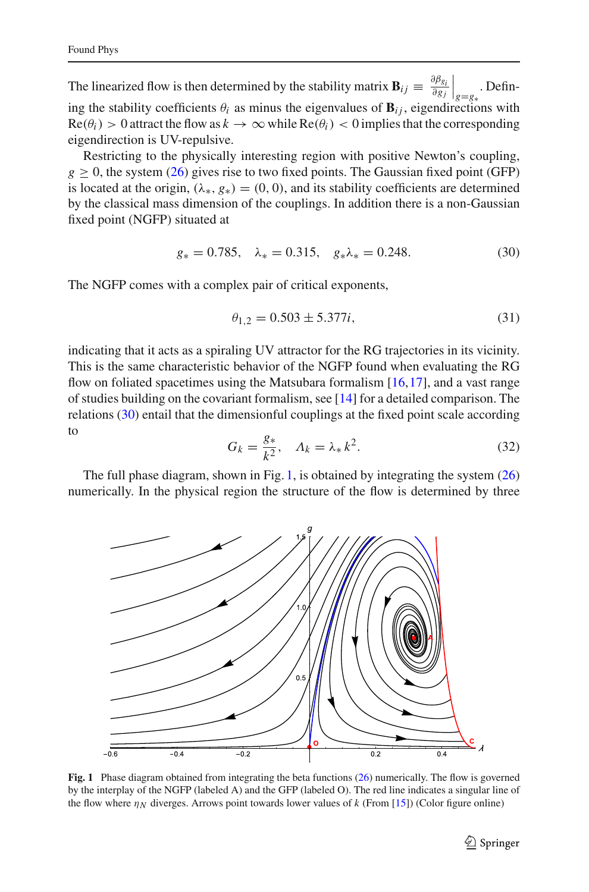The linearized flow is then determined by the stability matrix $\mathbf{B}_{ij} \equiv \left. \frac{\partial \beta_{g_i}}{\partial g_j} \right|_{g=g_*}$. Defining the stability coefficients $\theta_i$ as minus the eigenvalues of $\mathbf{B}_{ij}$, eigendirections with $\mathrm{Re}(\theta_i) > 0$ attract the flow as $k \to \infty$ while $\mathrm{Re}(\theta_i) < 0$ implies that the corresponding eigendirection is UV-repulsive.

Restricting to the physically interesting region with positive Newton's coupling, $g \geq 0$, the system (26) gives rise to two fixed points. The Gaussian fixed point (GFP) is located at the origin, $(\lambda_*, g_*) = (0, 0)$, and its stability coefficients are determined by the classical mass dimension of the couplings. In addition there is a non-Gaussian fixed point (NGFP) situated at

$$g_* = 0.785, \quad \lambda_* = 0.315, \quad g_* \lambda_* = 0.248. \tag{30}$$

The NGFP comes with a complex pair of critical exponents,

$$\theta_{1,2} = 0.503 \pm 5.377 i, \tag{31}$$

indicating that it acts as a spiraling UV attractor for the RG trajectories in its vicinity. This is the same characteristic behavior of the NGFP found when evaluating the RG flow on foliated spacetimes using the Matsubara formalism [16,17], and a vast range of studies building on the covariant formalism, see [14] for a detailed comparison. The relations (30) entail that the dimensionful couplings at the fixed point scale according to

$$G_k = \frac{g_*}{k^2}, \quad \Lambda_k = \lambda_* k^2. \tag{32}$$

The full phase diagram, shown in Fig. 1, is obtained by integrating the system (26) numerically. In the physical region the structure of the flow is determined by three

**Fig. 1** Phase diagram obtained from integrating the beta functions (26) numerically. The flow is governed by the interplay of the NGFP (labeled A) and the GFP (labeled O). The red line indicates a singular line of the flow where $\eta_N$ diverges. Arrows point towards lower values of $k$ (From [15]) (Color figure online)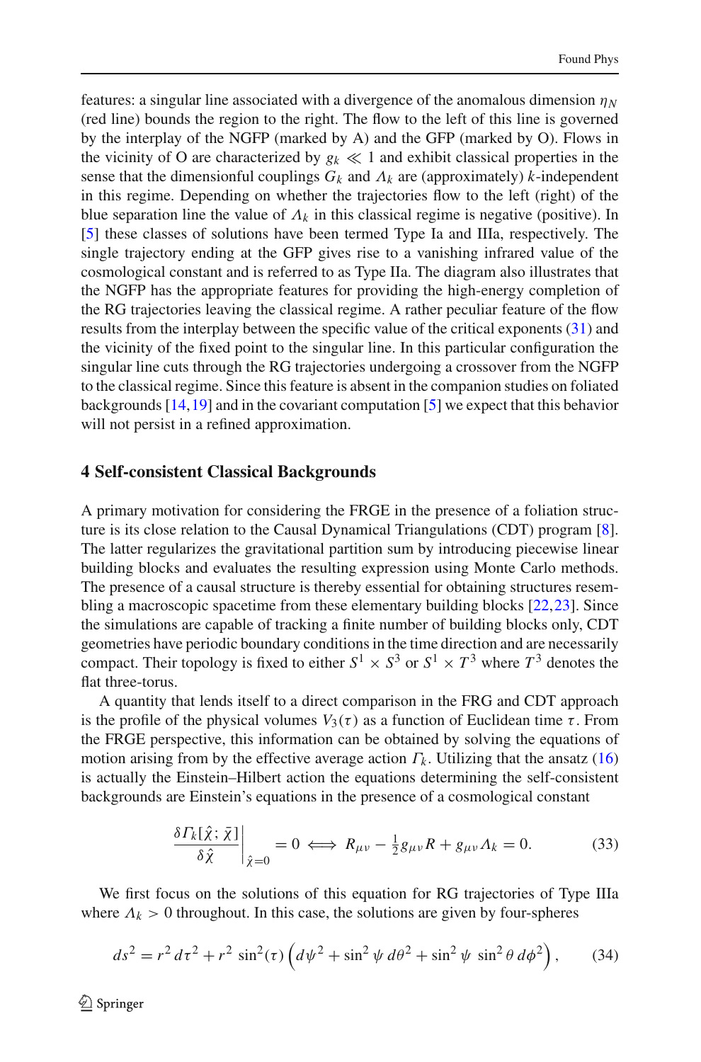features: a singular line associated with a divergence of the anomalous dimension $\eta_N$ (red line) bounds the region to the right. The flow to the left of this line is governed by the interplay of the NGFP (marked by A) and the GFP (marked by O). Flows in the vicinity of O are characterized by $g_k \ll 1$ and exhibit classical properties in the sense that the dimensionful couplings $G_k$ and $\Lambda_k$ are (approximately) $k$-independent in this regime. Depending on whether the trajectories flow to the left (right) of the blue separation line the value of $\Lambda_k$ in this classical regime is negative (positive). In [5] these classes of solutions have been termed Type Ia and IIIa, respectively. The single trajectory ending at the GFP gives rise to a vanishing infrared value of the cosmological constant and is referred to as Type IIa. The diagram also illustrates that the NGFP has the appropriate features for providing the high-energy completion of the RG trajectories leaving the classical regime. A rather peculiar feature of the flow results from the interplay between the specific value of the critical exponents (31) and the vicinity of the fixed point to the singular line. In this particular configuration the singular line cuts through the RG trajectories undergoing a crossover from the NGFP to the classical regime. Since this feature is absent in the companion studies on foliated backgrounds [14,19] and in the covariant computation [5] we expect that this behavior will not persist in a refined approximation.

## 4 Self-consistent Classical Backgrounds

A primary motivation for considering the FRGE in the presence of a foliation structure is its close relation to the Causal Dynamical Triangulations (CDT) program [8]. The latter regularizes the gravitational partition sum by introducing piecewise linear building blocks and evaluates the resulting expression using Monte Carlo methods. The presence of a causal structure is thereby essential for obtaining structures resembling a macroscopic spacetime from these elementary building blocks [22,23]. Since the simulations are capable of tracking a finite number of building blocks only, CDT geometries have periodic boundary conditions in the time direction and are necessarily compact. Their topology is fixed to either $S^1 \times S^3$ or $S^1 \times T^3$ where $T^3$ denotes the flat three-torus.

A quantity that lends itself to a direct comparison in the FRG and CDT approach is the profile of the physical volumes $V_3(\tau)$ as a function of Euclidean time $\tau$. From the FRGE perspective, this information can be obtained by solving the equations of motion arising from by the effective average action $\Gamma_k$. Utilizing that the ansatz (16) is actually the Einstein–Hilbert action the equations determining the self-consistent backgrounds are Einstein's equations in the presence of a cosmological constant

$$\left.\frac{\delta \Gamma_k[\hat{\chi};\bar{\chi}]}{\delta \hat{\chi}}\right|_{\hat{\chi}=0} = 0 \iff R_{\mu\nu} - \tfrac{1}{2} g_{\mu\nu} R + g_{\mu\nu} \Lambda_k = 0. \tag{33}$$

We first focus on the solutions of this equation for RG trajectories of Type IIIa where $\Lambda_k > 0$ throughout. In this case, the solutions are given by four-spheres

$$ds^2 = r^2 \, d\tau^2 + r^2 \, \sin^2(\tau) \left( d\psi^2 + \sin^2 \psi \, d\theta^2 + \sin^2 \psi \, \sin^2 \theta \, d\phi^2 \right), \tag{34}$$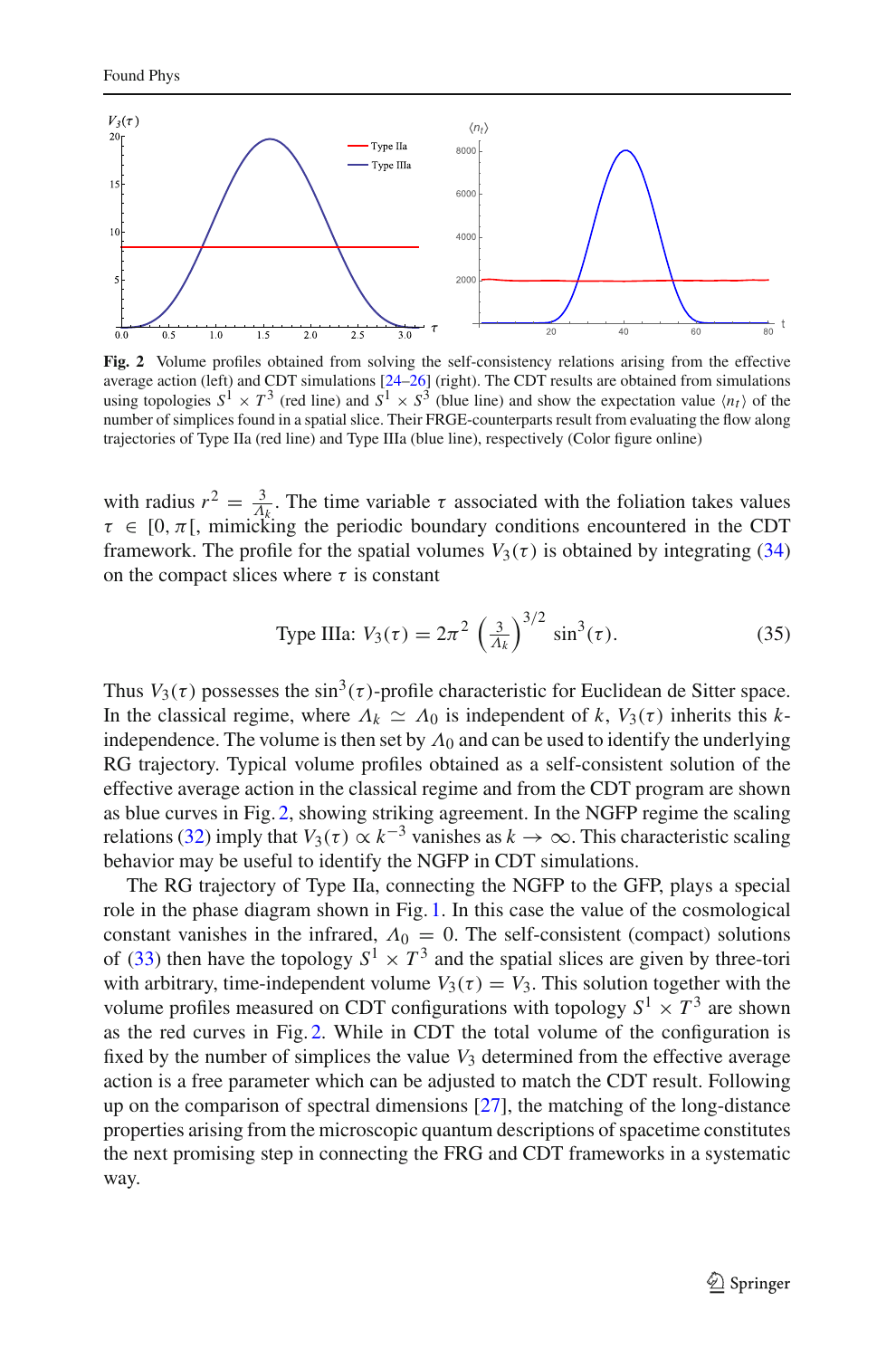**Fig. 2** Volume profiles obtained from solving the self-consistency relations arising from the effective average action (left) and CDT simulations [24–26] (right). The CDT results are obtained from simulations using topologies $S^1 \times T^3$ (red line) and $S^1 \times S^3$ (blue line) and show the expectation value $\langle n_t \rangle$ of the number of simplices found in a spatial slice. Their FRGE-counterparts result from evaluating the flow along trajectories of Type IIa (red line) and Type IIIa (blue line), respectively (Color figure online)

with radius $r^2 = \frac{3}{\Lambda_k}$. The time variable $\tau$ associated with the foliation takes values $\tau \in [0, \pi[$, mimicking the periodic boundary conditions encountered in the CDT framework. The profile for the spatial volumes $V_3(\tau)$ is obtained by integrating (34) on the compact slices where $\tau$ is constant

$$\text{Type IIIa: } V_3(\tau) = 2\pi^2 \left(\frac{3}{\Lambda_k}\right)^{3/2} \sin^3(\tau). \tag{35}$$

Thus $V_3(\tau)$ possesses the $\sin^3(\tau)$-profile characteristic for Euclidean de Sitter space. In the classical regime, where $\Lambda_k \simeq \Lambda_0$ is independent of $k$, $V_3(\tau)$ inherits this $k$-independence. The volume is then set by $\Lambda_0$ and can be used to identify the underlying RG trajectory. Typical volume profiles obtained as a self-consistent solution of the effective average action in the classical regime and from the CDT program are shown as blue curves in Fig. 2, showing striking agreement. In the NGFP regime the scaling relations (32) imply that $V_3(\tau) \propto k^{-3}$ vanishes as $k \to \infty$. This characteristic scaling behavior may be useful to identify the NGFP in CDT simulations.

The RG trajectory of Type IIa, connecting the NGFP to the GFP, plays a special role in the phase diagram shown in Fig. 1. In this case the value of the cosmological constant vanishes in the infrared, $\Lambda_0 = 0$. The self-consistent (compact) solutions of (33) then have the topology $S^1 \times T^3$ and the spatial slices are given by three-tori with arbitrary, time-independent volume $V_3(\tau) = V_3$. This solution together with the volume profiles measured on CDT configurations with topology $S^1 \times T^3$ are shown as the red curves in Fig. 2. While in CDT the total volume of the configuration is fixed by the number of simplices the value $V_3$ determined from the effective average action is a free parameter which can be adjusted to match the CDT result. Following up on the comparison of spectral dimensions [27], the matching of the long-distance properties arising from the microscopic quantum descriptions of spacetime constitutes the next promising step in connecting the FRG and CDT frameworks in a systematic way.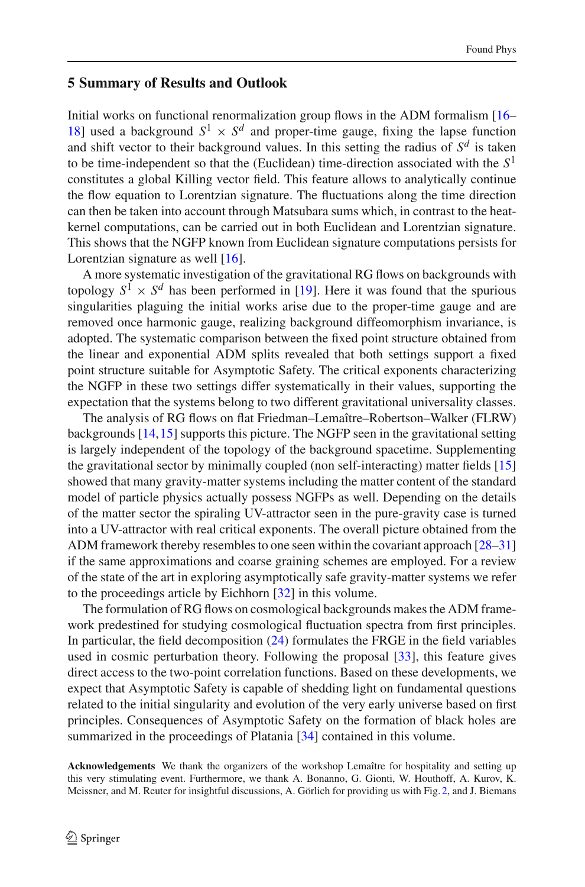## 5 Summary of Results and Outlook

Initial works on functional renormalization group flows in the ADM formalism [16–18] used a background $S^1 \times S^d$ and proper-time gauge, fixing the lapse function and shift vector to their background values. In this setting the radius of $S^d$ is taken to be time-independent so that the (Euclidean) time-direction associated with the $S^1$ constitutes a global Killing vector field. This feature allows to analytically continue the flow equation to Lorentzian signature. The fluctuations along the time direction can then be taken into account through Matsubara sums which, in contrast to the heat-kernel computations, can be carried out in both Euclidean and Lorentzian signature. This shows that the NGFP known from Euclidean signature computations persists for Lorentzian signature as well [16].

A more systematic investigation of the gravitational RG flows on backgrounds with topology $S^1 \times S^d$ has been performed in [19]. Here it was found that the spurious singularities plaguing the initial works arise due to the proper-time gauge and are removed once harmonic gauge, realizing background diffeomorphism invariance, is adopted. The systematic comparison between the fixed point structure obtained from the linear and exponential ADM splits revealed that both settings support a fixed point structure suitable for Asymptotic Safety. The critical exponents characterizing the NGFP in these two settings differ systematically in their values, supporting the expectation that the systems belong to two different gravitational universality classes.

The analysis of RG flows on flat Friedman–Lemaître–Robertson–Walker (FLRW) backgrounds [14,15] supports this picture. The NGFP seen in the gravitational setting is largely independent of the topology of the background spacetime. Supplementing the gravitational sector by minimally coupled (non self-interacting) matter fields [15] showed that many gravity-matter systems including the matter content of the standard model of particle physics actually possess NGFPs as well. Depending on the details of the matter sector the spiraling UV-attractor seen in the pure-gravity case is turned into a UV-attractor with real critical exponents. The overall picture obtained from the ADM framework thereby resembles to one seen within the covariant approach [28–31] if the same approximations and coarse graining schemes are employed. For a review of the state of the art in exploring asymptotically safe gravity-matter systems we refer to the proceedings article by Eichhorn [32] in this volume.

The formulation of RG flows on cosmological backgrounds makes the ADM framework predestined for studying cosmological fluctuation spectra from first principles. In particular, the field decomposition (24) formulates the FRGE in the field variables used in cosmic perturbation theory. Following the proposal [33], this feature gives direct access to the two-point correlation functions. Based on these developments, we expect that Asymptotic Safety is capable of shedding light on fundamental questions related to the initial singularity and evolution of the very early universe based on first principles. Consequences of Asymptotic Safety on the formation of black holes are summarized in the proceedings of Platania [34] contained in this volume.

**Acknowledgements** We thank the organizers of the workshop Lemaître for hospitality and setting up this very stimulating event. Furthermore, we thank A. Bonanno, G. Gionti, W. Houthoff, A. Kurov, K. Meissner, and M. Reuter for insightful discussions, A. Görlich for providing us with Fig. 2, and J. Biemans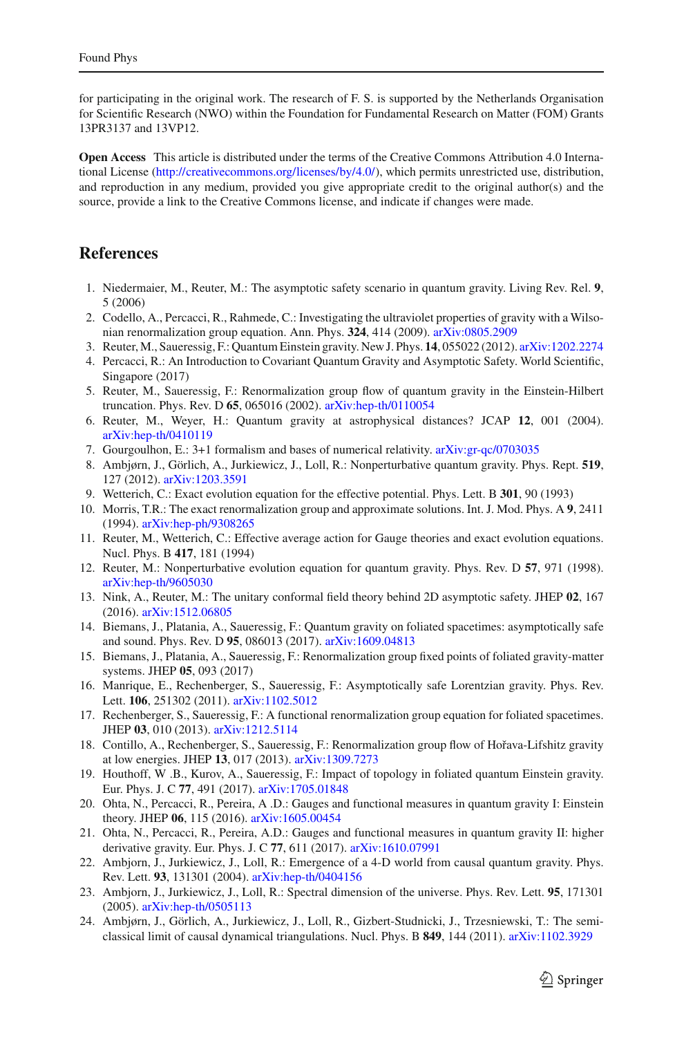for participating in the original work. The research of F. S. is supported by the Netherlands Organisation for Scientific Research (NWO) within the Foundation for Fundamental Research on Matter (FOM) Grants 13PR3137 and 13VP12.

**Open Access** This article is distributed under the terms of the Creative Commons Attribution 4.0 International License (http://creativecommons.org/licenses/by/4.0/), which permits unrestricted use, distribution, and reproduction in any medium, provided you give appropriate credit to the original author(s) and the source, provide a link to the Creative Commons license, and indicate if changes were made.

## References

1. Niedermaier, M., Reuter, M.: The asymptotic safety scenario in quantum gravity. Living Rev. Rel. **9**, 5 (2006)
2. Codello, A., Percacci, R., Rahmede, C.: Investigating the ultraviolet properties of gravity with a Wilsonian renormalization group equation. Ann. Phys. **324**, 414 (2009). arXiv:0805.2909
3. Reuter, M., Saueressig, F.: Quantum Einstein gravity. New J. Phys. **14**, 055022 (2012). arXiv:1202.2274
4. Percacci, R.: An Introduction to Covariant Quantum Gravity and Asymptotic Safety. World Scientific, Singapore (2017)
5. Reuter, M., Saueressig, F.: Renormalization group flow of quantum gravity in the Einstein-Hilbert truncation. Phys. Rev. D **65**, 065016 (2002). arXiv:hep-th/0110054
6. Reuter, M., Weyer, H.: Quantum gravity at astrophysical distances? JCAP **12**, 001 (2004). arXiv:hep-th/0410119
7. Gourgoulhon, E.: 3+1 formalism and bases of numerical relativity. arXiv:gr-qc/0703035
8. Ambjørn, J., Görlich, A., Jurkiewicz, J., Loll, R.: Nonperturbative quantum gravity. Phys. Rept. **519**, 127 (2012). arXiv:1203.3591
9. Wetterich, C.: Exact evolution equation for the effective potential. Phys. Lett. B **301**, 90 (1993)
10. Morris, T.R.: The exact renormalization group and approximate solutions. Int. J. Mod. Phys. A **9**, 2411 (1994). arXiv:hep-ph/9308265
11. Reuter, M., Wetterich, C.: Effective average action for Gauge theories and exact evolution equations. Nucl. Phys. B **417**, 181 (1994)
12. Reuter, M.: Nonperturbative evolution equation for quantum gravity. Phys. Rev. D **57**, 971 (1998). arXiv:hep-th/9605030
13. Nink, A., Reuter, M.: The unitary conformal field theory behind 2D asymptotic safety. JHEP **02**, 167 (2016). arXiv:1512.06805
14. Biemans, J., Platania, A., Saueressig, F.: Quantum gravity on foliated spacetimes: asymptotically safe and sound. Phys. Rev. D **95**, 086013 (2017). arXiv:1609.04813
15. Biemans, J., Platania, A., Saueressig, F.: Renormalization group fixed points of foliated gravity-matter systems. JHEP **05**, 093 (2017)
16. Manrique, E., Rechenberger, S., Saueressig, F.: Asymptotically safe Lorentzian gravity. Phys. Rev. Lett. **106**, 251302 (2011). arXiv:1102.5012
17. Rechenberger, S., Saueressig, F.: A functional renormalization group equation for foliated spacetimes. JHEP **03**, 010 (2013). arXiv:1212.5114
18. Contillo, A., Rechenberger, S., Saueressig, F.: Renormalization group flow of Hořava-Lifshitz gravity at low energies. JHEP **13**, 017 (2013). arXiv:1309.7273
19. Houthoff, W .B., Kurov, A., Saueressig, F.: Impact of topology in foliated quantum Einstein gravity. Eur. Phys. J. C **77**, 491 (2017). arXiv:1705.01848
20. Ohta, N., Percacci, R., Pereira, A .D.: Gauges and functional measures in quantum gravity I: Einstein theory. JHEP **06**, 115 (2016). arXiv:1605.00454
21. Ohta, N., Percacci, R., Pereira, A.D.: Gauges and functional measures in quantum gravity II: higher derivative gravity. Eur. Phys. J. C **77**, 611 (2017). arXiv:1610.07991
22. Ambjorn, J., Jurkiewicz, J., Loll, R.: Emergence of a 4-D world from causal quantum gravity. Phys. Rev. Lett. **93**, 131301 (2004). arXiv:hep-th/0404156
23. Ambjorn, J., Jurkiewicz, J., Loll, R.: Spectral dimension of the universe. Phys. Rev. Lett. **95**, 171301 (2005). arXiv:hep-th/0505113
24. Ambjørn, J., Görlich, A., Jurkiewicz, J., Loll, R., Gizbert-Studnicki, J., Trzesniewski, T.: The semiclassical limit of causal dynamical triangulations. Nucl. Phys. B **849**, 144 (2011). arXiv:1102.3929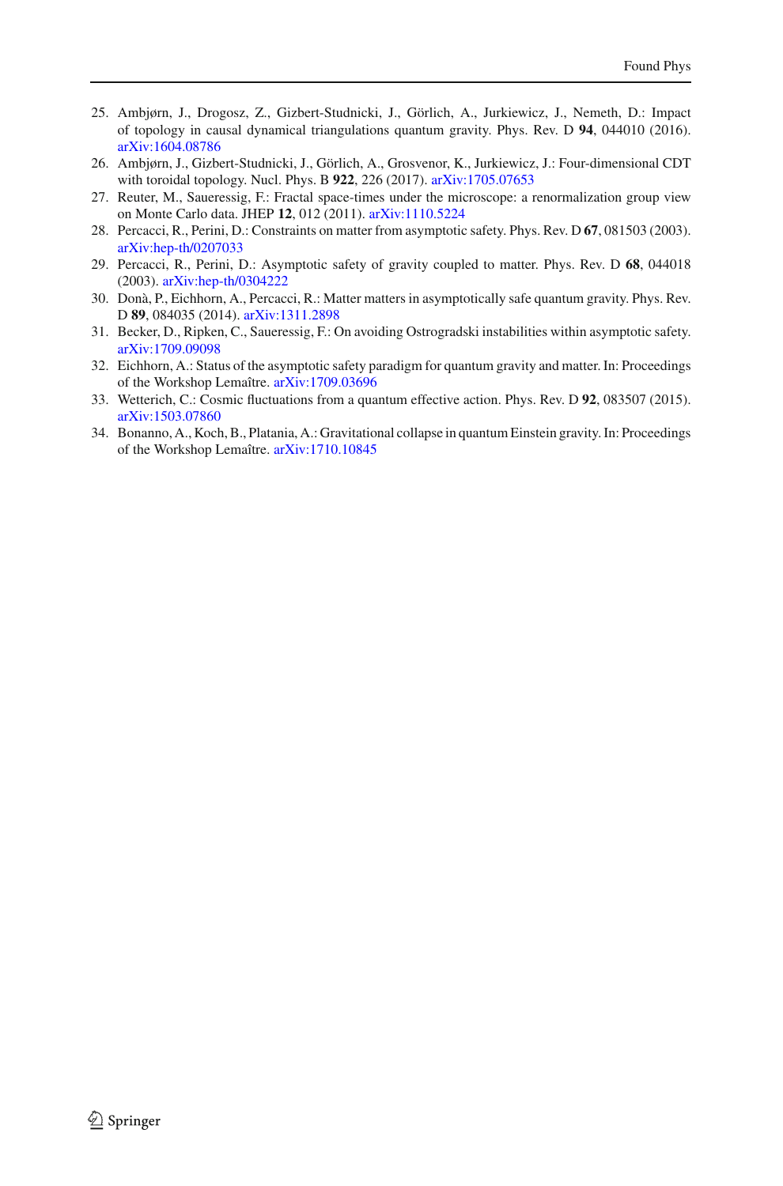25. Ambjørn, J., Drogosz, Z., Gizbert-Studnicki, J., Görlich, A., Jurkiewicz, J., Nemeth, D.: Impact of topology in causal dynamical triangulations quantum gravity. Phys. Rev. D **94**, 044010 (2016). arXiv:1604.08786
26. Ambjørn, J., Gizbert-Studnicki, J., Görlich, A., Grosvenor, K., Jurkiewicz, J.: Four-dimensional CDT with toroidal topology. Nucl. Phys. B **922**, 226 (2017). arXiv:1705.07653
27. Reuter, M., Saueressig, F.: Fractal space-times under the microscope: a renormalization group view on Monte Carlo data. JHEP **12**, 012 (2011). arXiv:1110.5224
28. Percacci, R., Perini, D.: Constraints on matter from asymptotic safety. Phys. Rev. D **67**, 081503 (2003). arXiv:hep-th/0207033
29. Percacci, R., Perini, D.: Asymptotic safety of gravity coupled to matter. Phys. Rev. D **68**, 044018 (2003). arXiv:hep-th/0304222
30. Donà, P., Eichhorn, A., Percacci, R.: Matter matters in asymptotically safe quantum gravity. Phys. Rev. D **89**, 084035 (2014). arXiv:1311.2898
31. Becker, D., Ripken, C., Saueressig, F.: On avoiding Ostrogradski instabilities within asymptotic safety. arXiv:1709.09098
32. Eichhorn, A.: Status of the asymptotic safety paradigm for quantum gravity and matter. In: Proceedings of the Workshop Lemaître. arXiv:1709.03696
33. Wetterich, C.: Cosmic fluctuations from a quantum effective action. Phys. Rev. D **92**, 083507 (2015). arXiv:1503.07860
34. Bonanno, A., Koch, B., Platania, A.: Gravitational collapse in quantum Einstein gravity. In: Proceedings of the Workshop Lemaître. arXiv:1710.10845